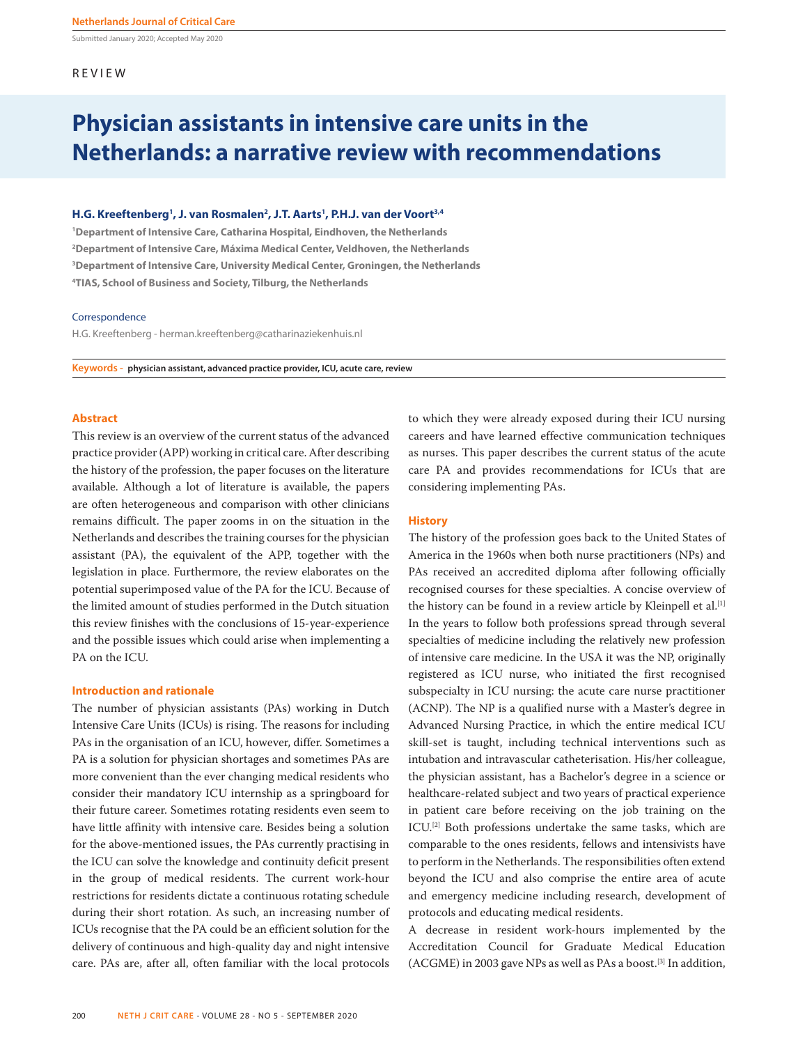Submitted January 2020; Accepted May 2020

REVIEW

# Physician assistants in intensive care units in the Netherlands: a narrative review with recommendations

**H.G. Kreeftenberg[1], J. van Rosmalen[2], J.T. Aarts[1], P.H.J. van der Voort[3,4]**

[1]Department of Intensive Care, Catharina Hospital, Eindhoven, the Netherlands
[2]Department of Intensive Care, Máxima Medical Center, Veldhoven, the Netherlands
[3]Department of Intensive Care, University Medical Center, Groningen, the Netherlands
[4]TIAS, School of Business and Society, Tilburg, the Netherlands

Correspondence

H.G. Kreeftenberg - herman.kreeftenberg@catharinaziekenhuis.nl

**Keywords -** physician assistant, advanced practice provider, ICU, acute care, review

## Abstract

This review is an overview of the current status of the advanced practice provider (APP) working in critical care. After describing the history of the profession, the paper focuses on the literature available. Although a lot of literature is available, the papers are often heterogeneous and comparison with other clinicians remains difficult. The paper zooms in on the situation in the Netherlands and describes the training courses for the physician assistant (PA), the equivalent of the APP, together with the legislation in place. Furthermore, the review elaborates on the potential superimposed value of the PA for the ICU. Because of the limited amount of studies performed in the Dutch situation this review finishes with the conclusions of 15-year-experience and the possible issues which could arise when implementing a PA on the ICU.

## Introduction and rationale

The number of physician assistants (PAs) working in Dutch Intensive Care Units (ICUs) is rising. The reasons for including PAs in the organisation of an ICU, however, differ. Sometimes a PA is a solution for physician shortages and sometimes PAs are more convenient than the ever changing medical residents who consider their mandatory ICU internship as a springboard for their future career. Sometimes rotating residents even seem to have little affinity with intensive care. Besides being a solution for the above-mentioned issues, the PAs currently practising in the ICU can solve the knowledge and continuity deficit present in the group of medical residents. The current work-hour restrictions for residents dictate a continuous rotating schedule during their short rotation. As such, an increasing number of ICUs recognise that the PA could be an efficient solution for the delivery of continuous and high-quality day and night intensive care. PAs are, after all, often familiar with the local protocols to which they were already exposed during their ICU nursing careers and have learned effective communication techniques as nurses. This paper describes the current status of the acute care PA and provides recommendations for ICUs that are considering implementing PAs.

## History

The history of the profession goes back to the United States of America in the 1960s when both nurse practitioners (NPs) and PAs received an accredited diploma after following officially recognised courses for these specialties. A concise overview of the history can be found in a review article by Kleinpell et al.[1] In the years to follow both professions spread through several specialties of medicine including the relatively new profession of intensive care medicine. In the USA it was the NP, originally registered as ICU nurse, who initiated the first recognised subspecialty in ICU nursing: the acute care nurse practitioner (ACNP). The NP is a qualified nurse with a Master's degree in Advanced Nursing Practice, in which the entire medical ICU skill-set is taught, including technical interventions such as intubation and intravascular catheterisation. His/her colleague, the physician assistant, has a Bachelor's degree in a science or healthcare-related subject and two years of practical experience in patient care before receiving on the job training on the ICU.[2] Both professions undertake the same tasks, which are comparable to the ones residents, fellows and intensivists have to perform in the Netherlands. The responsibilities often extend beyond the ICU and also comprise the entire area of acute and emergency medicine including research, development of protocols and educating medical residents.

A decrease in resident work-hours implemented by the Accreditation Council for Graduate Medical Education (ACGME) in 2003 gave NPs as well as PAs a boost.[3] In addition,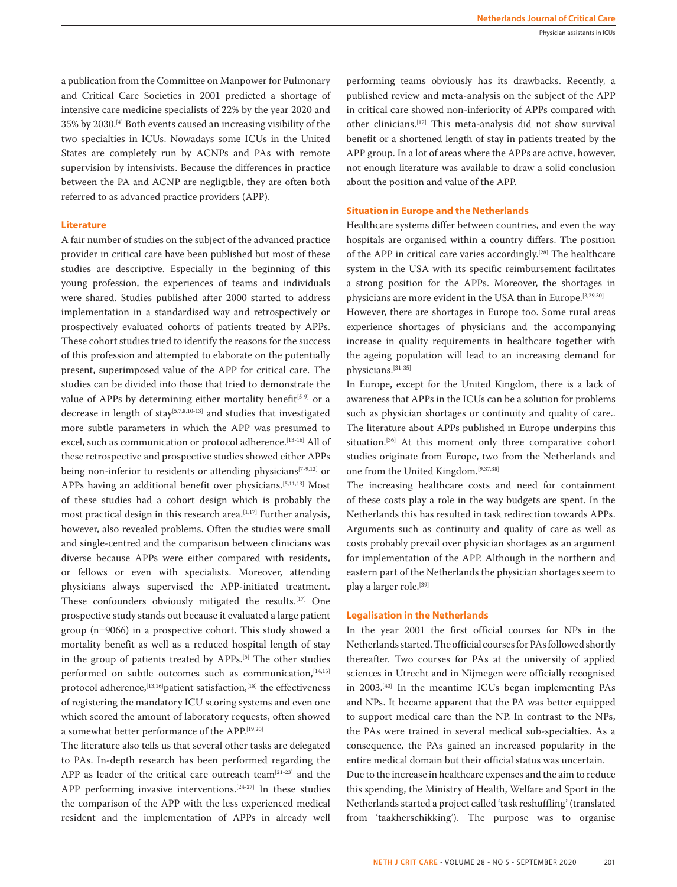a publication from the Committee on Manpower for Pulmonary and Critical Care Societies in 2001 predicted a shortage of intensive care medicine specialists of 22% by the year 2020 and 35% by 2030.[4] Both events caused an increasing visibility of the two specialties in ICUs. Nowadays some ICUs in the United States are completely run by ACNPs and PAs with remote supervision by intensivists. Because the differences in practice between the PA and ACNP are negligible, they are often both referred to as advanced practice providers (APP).

## Literature

A fair number of studies on the subject of the advanced practice provider in critical care have been published but most of these studies are descriptive. Especially in the beginning of this young profession, the experiences of teams and individuals were shared. Studies published after 2000 started to address implementation in a standardised way and retrospectively or prospectively evaluated cohorts of patients treated by APPs. These cohort studies tried to identify the reasons for the success of this profession and attempted to elaborate on the potentially present, superimposed value of the APP for critical care. The studies can be divided into those that tried to demonstrate the value of APPs by determining either mortality benefit[5-9] or a decrease in length of stay[5,7,8,10-13] and studies that investigated more subtle parameters in which the APP was presumed to excel, such as communication or protocol adherence.[13-16] All of these retrospective and prospective studies showed either APPs being non-inferior to residents or attending physicians[7-9,12] or APPs having an additional benefit over physicians.[5,11,13] Most of these studies had a cohort design which is probably the most practical design in this research area.[1,17] Further analysis, however, also revealed problems. Often the studies were small and single-centred and the comparison between clinicians was diverse because APPs were either compared with residents, or fellows or even with specialists. Moreover, attending physicians always supervised the APP-initiated treatment. These confounders obviously mitigated the results.[17] One prospective study stands out because it evaluated a large patient group (n=9066) in a prospective cohort. This study showed a mortality benefit as well as a reduced hospital length of stay in the group of patients treated by APPs.[5] The other studies performed on subtle outcomes such as communication,[14,15] protocol adherence,[13,16] patient satisfaction,[18] the effectiveness of registering the mandatory ICU scoring systems and even one which scored the amount of laboratory requests, often showed a somewhat better performance of the APP.[19,20]

The literature also tells us that several other tasks are delegated to PAs. In-depth research has been performed regarding the APP as leader of the critical care outreach team[21-23] and the APP performing invasive interventions.[24-27] In these studies the comparison of the APP with the less experienced medical resident and the implementation of APPs in already well performing teams obviously has its drawbacks. Recently, a published review and meta-analysis on the subject of the APP in critical care showed non-inferiority of APPs compared with other clinicians.[17] This meta-analysis did not show survival benefit or a shortened length of stay in patients treated by the APP group. In a lot of areas where the APPs are active, however, not enough literature was available to draw a solid conclusion about the position and value of the APP.

## Situation in Europe and the Netherlands

Healthcare systems differ between countries, and even the way hospitals are organised within a country differs. The position of the APP in critical care varies accordingly.[28] The healthcare system in the USA with its specific reimbursement facilitates a strong position for the APPs. Moreover, the shortages in physicians are more evident in the USA than in Europe.[3,29,30]

However, there are shortages in Europe too. Some rural areas experience shortages of physicians and the accompanying increase in quality requirements in healthcare together with the ageing population will lead to an increasing demand for physicians.[31-35]

In Europe, except for the United Kingdom, there is a lack of awareness that APPs in the ICUs can be a solution for problems such as physician shortages or continuity and quality of care.. The literature about APPs published in Europe underpins this situation.[36] At this moment only three comparative cohort studies originate from Europe, two from the Netherlands and one from the United Kingdom.[9,37,38]

The increasing healthcare costs and need for containment of these costs play a role in the way budgets are spent. In the Netherlands this has resulted in task redirection towards APPs. Arguments such as continuity and quality of care as well as costs probably prevail over physician shortages as an argument for implementation of the APP. Although in the northern and eastern part of the Netherlands the physician shortages seem to play a larger role.[39]

## Legalisation in the Netherlands

In the year 2001 the first official courses for NPs in the Netherlands started. The official courses for PAs followed shortly thereafter. Two courses for PAs at the university of applied sciences in Utrecht and in Nijmegen were officially recognised in 2003.[40] In the meantime ICUs began implementing PAs and NPs. It became apparent that the PA was better equipped to support medical care than the NP. In contrast to the NPs, the PAs were trained in several medical sub-specialties. As a consequence, the PAs gained an increased popularity in the entire medical domain but their official status was uncertain.

Due to the increase in healthcare expenses and the aim to reduce this spending, the Ministry of Health, Welfare and Sport in the Netherlands started a project called 'task reshuffling' (translated from 'taakherschikking'). The purpose was to organise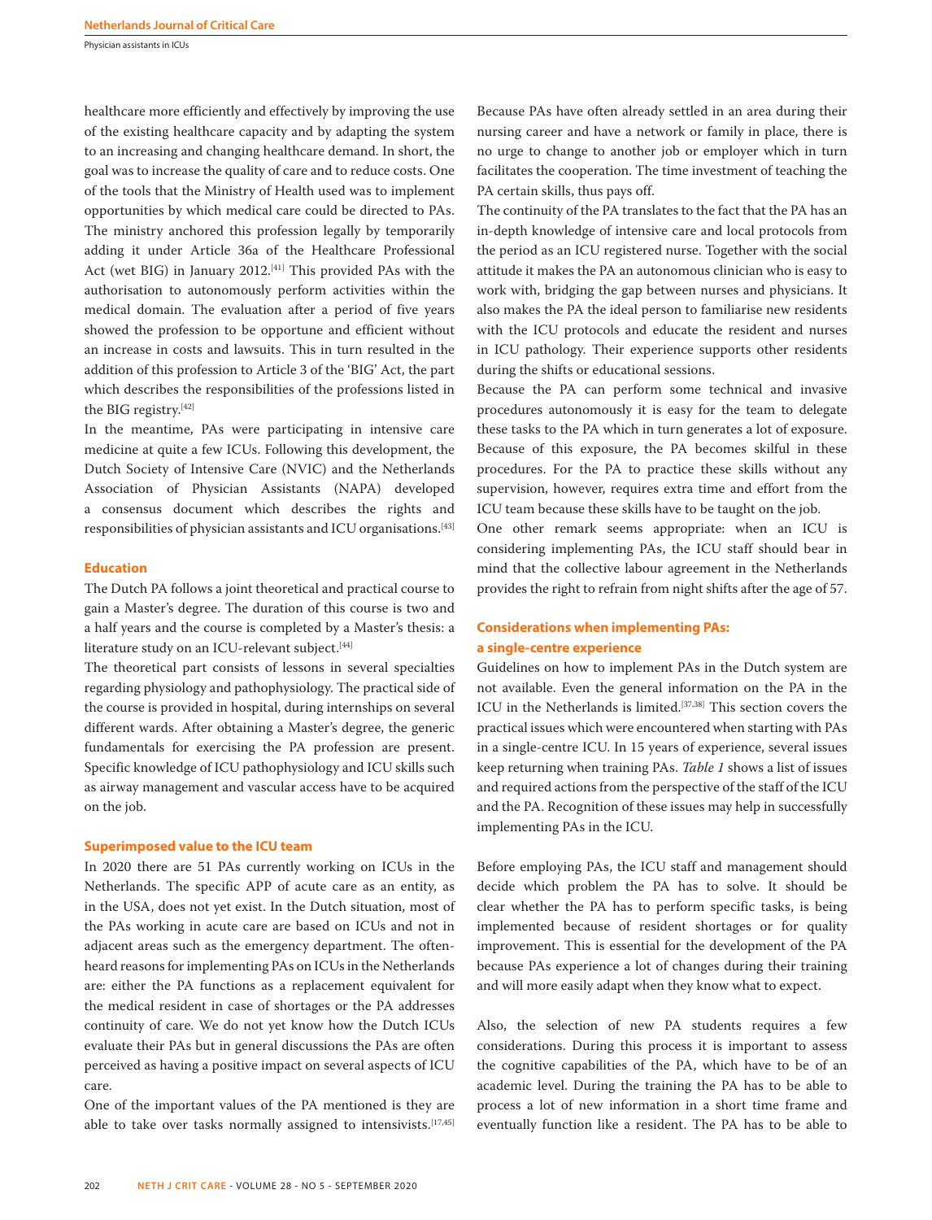healthcare more efficiently and effectively by improving the use of the existing healthcare capacity and by adapting the system to an increasing and changing healthcare demand. In short, the goal was to increase the quality of care and to reduce costs. One of the tools that the Ministry of Health used was to implement opportunities by which medical care could be directed to PAs. The ministry anchored this profession legally by temporarily adding it under Article 36a of the Healthcare Professional Act (wet BIG) in January 2012.[41] This provided PAs with the authorisation to autonomously perform activities within the medical domain. The evaluation after a period of five years showed the profession to be opportune and efficient without an increase in costs and lawsuits. This in turn resulted in the addition of this profession to Article 3 of the 'BIG' Act, the part which describes the responsibilities of the professions listed in the BIG registry.[42]

In the meantime, PAs were participating in intensive care medicine at quite a few ICUs. Following this development, the Dutch Society of Intensive Care (NVIC) and the Netherlands Association of Physician Assistants (NAPA) developed a consensus document which describes the rights and responsibilities of physician assistants and ICU organisations.[43]

## Education

The Dutch PA follows a joint theoretical and practical course to gain a Master's degree. The duration of this course is two and a half years and the course is completed by a Master's thesis: a literature study on an ICU-relevant subject.[44]

The theoretical part consists of lessons in several specialties regarding physiology and pathophysiology. The practical side of the course is provided in hospital, during internships on several different wards. After obtaining a Master's degree, the generic fundamentals for exercising the PA profession are present. Specific knowledge of ICU pathophysiology and ICU skills such as airway management and vascular access have to be acquired on the job.

## Superimposed value to the ICU team

In 2020 there are 51 PAs currently working on ICUs in the Netherlands. The specific APP of acute care as an entity, as in the USA, does not yet exist. In the Dutch situation, most of the PAs working in acute care are based on ICUs and not in adjacent areas such as the emergency department. The often-heard reasons for implementing PAs on ICUs in the Netherlands are: either the PA functions as a replacement equivalent for the medical resident in case of shortages or the PA addresses continuity of care. We do not yet know how the Dutch ICUs evaluate their PAs but in general discussions the PAs are often perceived as having a positive impact on several aspects of ICU care.

One of the important values of the PA mentioned is they are able to take over tasks normally assigned to intensivists.[17,45] Because PAs have often already settled in an area during their nursing career and have a network or family in place, there is no urge to change to another job or employer which in turn facilitates the cooperation. The time investment of teaching the PA certain skills, thus pays off.

The continuity of the PA translates to the fact that the PA has an in-depth knowledge of intensive care and local protocols from the period as an ICU registered nurse. Together with the social attitude it makes the PA an autonomous clinician who is easy to work with, bridging the gap between nurses and physicians. It also makes the PA the ideal person to familiarise new residents with the ICU protocols and educate the resident and nurses in ICU pathology. Their experience supports other residents during the shifts or educational sessions.

Because the PA can perform some technical and invasive procedures autonomously it is easy for the team to delegate these tasks to the PA which in turn generates a lot of exposure. Because of this exposure, the PA becomes skilful in these procedures. For the PA to practice these skills without any supervision, however, requires extra time and effort from the ICU team because these skills have to be taught on the job.

One other remark seems appropriate: when an ICU is considering implementing PAs, the ICU staff should bear in mind that the collective labour agreement in the Netherlands provides the right to refrain from night shifts after the age of 57.

## Considerations when implementing PAs: a single-centre experience

Guidelines on how to implement PAs in the Dutch system are not available. Even the general information on the PA in the ICU in the Netherlands is limited.[37,38] This section covers the practical issues which were encountered when starting with PAs in a single-centre ICU. In 15 years of experience, several issues keep returning when training PAs. *Table 1* shows a list of issues and required actions from the perspective of the staff of the ICU and the PA. Recognition of these issues may help in successfully implementing PAs in the ICU.

Before employing PAs, the ICU staff and management should decide which problem the PA has to solve. It should be clear whether the PA has to perform specific tasks, is being implemented because of resident shortages or for quality improvement. This is essential for the development of the PA because PAs experience a lot of changes during their training and will more easily adapt when they know what to expect.

Also, the selection of new PA students requires a few considerations. During this process it is important to assess the cognitive capabilities of the PA, which have to be of an academic level. During the training the PA has to be able to process a lot of new information in a short time frame and eventually function like a resident. The PA has to be able to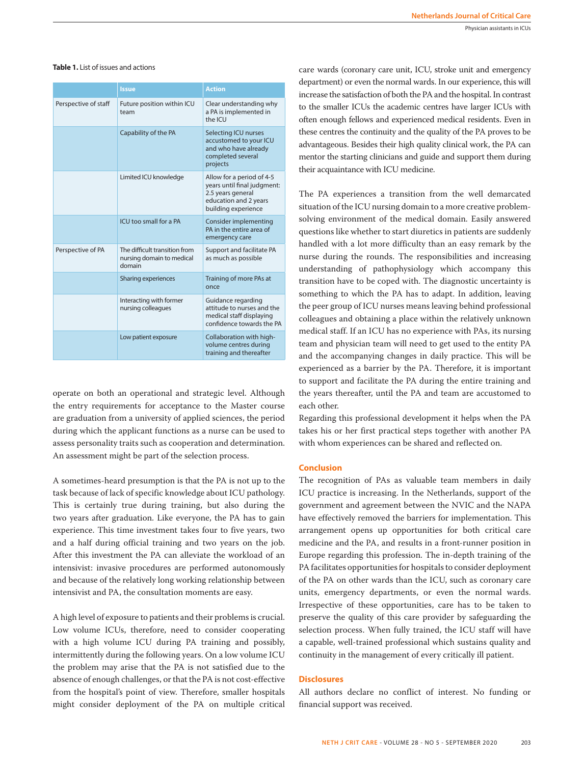**Table 1.** List of issues and actions

| | Issue | Action |
|---|---|---|
| Perspective of staff | Future position within ICU team | Clear understanding why a PA is implemented in the ICU |
| | Capability of the PA | Selecting ICU nurses accustomed to your ICU and who have already completed several projects |
| | Limited ICU knowledge | Allow for a period of 4-5 years until final judgment: 2.5 years general education and 2 years building experience |
| | ICU too small for a PA | Consider implementing PA in the entire area of emergency care |
| Perspective of PA | The difficult transition from nursing domain to medical domain | Support and facilitate PA as much as possible |
| | Sharing experiences | Training of more PAs at once |
| | Interacting with former nursing colleagues | Guidance regarding attitude to nurses and the medical staff displaying confidence towards the PA |
| | Low patient exposure | Collaboration with high-volume centres during training and thereafter |

operate on both an operational and strategic level. Although the entry requirements for acceptance to the Master course are graduation from a university of applied sciences, the period during which the applicant functions as a nurse can be used to assess personality traits such as cooperation and determination. An assessment might be part of the selection process.

A sometimes-heard presumption is that the PA is not up to the task because of lack of specific knowledge about ICU pathology. This is certainly true during training, but also during the two years after graduation. Like everyone, the PA has to gain experience. This time investment takes four to five years, two and a half during official training and two years on the job. After this investment the PA can alleviate the workload of an intensivist: invasive procedures are performed autonomously and because of the relatively long working relationship between intensivist and PA, the consultation moments are easy.

A high level of exposure to patients and their problems is crucial. Low volume ICUs, therefore, need to consider cooperating with a high volume ICU during PA training and possibly, intermittently during the following years. On a low volume ICU the problem may arise that the PA is not satisfied due to the absence of enough challenges, or that the PA is not cost-effective from the hospital's point of view. Therefore, smaller hospitals might consider deployment of the PA on multiple critical care wards (coronary care unit, ICU, stroke unit and emergency department) or even the normal wards. In our experience, this will increase the satisfaction of both the PA and the hospital. In contrast to the smaller ICUs the academic centres have larger ICUs with often enough fellows and experienced medical residents. Even in these centres the continuity and the quality of the PA proves to be advantageous. Besides their high quality clinical work, the PA can mentor the starting clinicians and guide and support them during their acquaintance with ICU medicine.

The PA experiences a transition from the well demarcated situation of the ICU nursing domain to a more creative problem-solving environment of the medical domain. Easily answered questions like whether to start diuretics in patients are suddenly handled with a lot more difficulty than an easy remark by the nurse during the rounds. The responsibilities and increasing understanding of pathophysiology which accompany this transition have to be coped with. The diagnostic uncertainty is something to which the PA has to adapt. In addition, leaving the peer group of ICU nurses means leaving behind professional colleagues and obtaining a place within the relatively unknown medical staff. If an ICU has no experience with PAs, its nursing team and physician team will need to get used to the entity PA and the accompanying changes in daily practice. This will be experienced as a barrier by the PA. Therefore, it is important to support and facilitate the PA during the entire training and the years thereafter, until the PA and team are accustomed to each other.

Regarding this professional development it helps when the PA takes his or her first practical steps together with another PA with whom experiences can be shared and reflected on.

## Conclusion

The recognition of PAs as valuable team members in daily ICU practice is increasing. In the Netherlands, support of the government and agreement between the NVIC and the NAPA have effectively removed the barriers for implementation. This arrangement opens up opportunities for both critical care medicine and the PA, and results in a front-runner position in Europe regarding this profession. The in-depth training of the PA facilitates opportunities for hospitals to consider deployment of the PA on other wards than the ICU, such as coronary care units, emergency departments, or even the normal wards. Irrespective of these opportunities, care has to be taken to preserve the quality of this care provider by safeguarding the selection process. When fully trained, the ICU staff will have a capable, well-trained professional which sustains quality and continuity in the management of every critically ill patient.

## Disclosures

All authors declare no conflict of interest. No funding or financial support was received.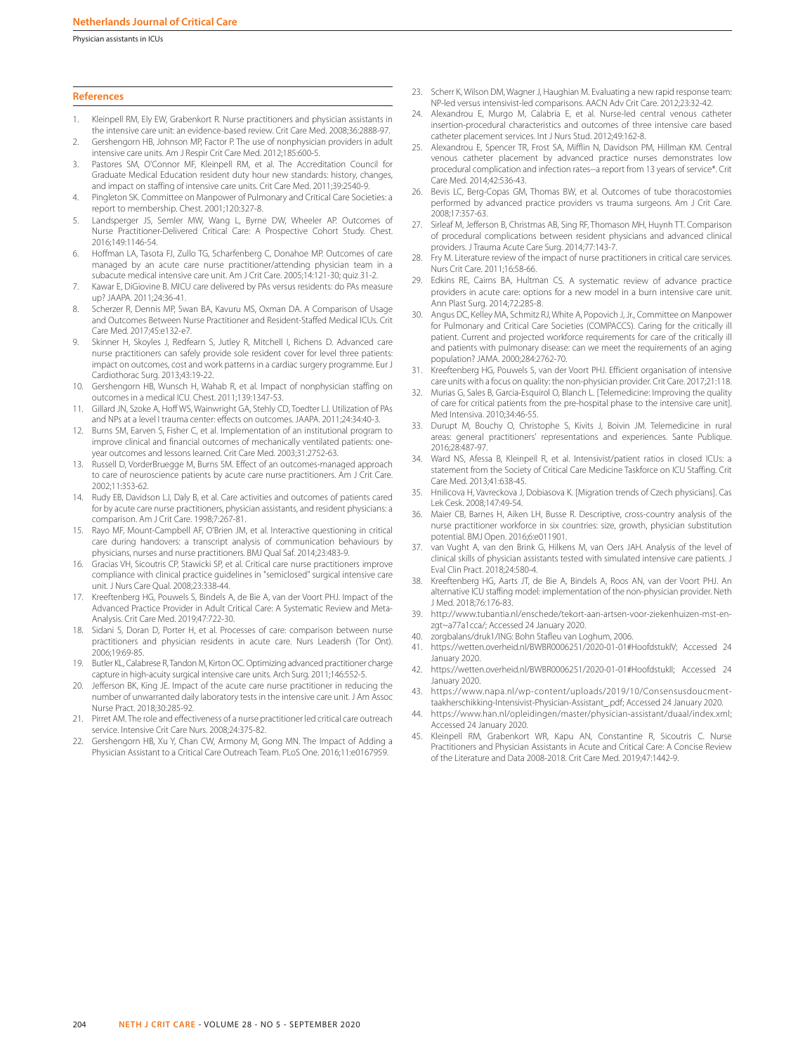## References

1. Kleinpell RM, Ely EW, Grabenkort R. Nurse practitioners and physician assistants in the intensive care unit: an evidence-based review. Crit Care Med. 2008;36:2888-97.
2. Gershengorn HB, Johnson MP, Factor P. The use of nonphysician providers in adult intensive care units. Am J Respir Crit Care Med. 2012;185:600-5.
3. Pastores SM, O'Connor MF, Kleinpell RM, et al. The Accreditation Council for Graduate Medical Education resident duty hour new standards: history, changes, and impact on staffing of intensive care units. Crit Care Med. 2011;39:2540-9.
4. Pingleton SK. Committee on Manpower of Pulmonary and Critical Care Societies: a report to membership. Chest. 2001;120:327-8.
5. Landsperger JS, Semler MW, Wang L, Byrne DW, Wheeler AP. Outcomes of Nurse Practitioner-Delivered Critical Care: A Prospective Cohort Study. Chest. 2016;149:1146-54.
6. Hoffman LA, Tasota FJ, Zullo TG, Scharfenberg C, Donahoe MP. Outcomes of care managed by an acute care nurse practitioner/attending physician team in a subacute medical intensive care unit. Am J Crit Care. 2005;14:121-30; quiz 31-2.
7. Kawar E, DiGiovine B. MICU care delivered by PAs versus residents: do PAs measure up? JAAPA. 2011;24:36-41.
8. Scherzer R, Dennis MP, Swan BA, Kavuru MS, Oxman DA. A Comparison of Usage and Outcomes Between Nurse Practitioner and Resident-Staffed Medical ICUs. Crit Care Med. 2017;45:e132-e7.
9. Skinner H, Skoyles J, Redfearn S, Jutley R, Mitchell I, Richens D. Advanced care nurse practitioners can safely provide sole resident cover for level three patients: impact on outcomes, cost and work patterns in a cardiac surgery programme. Eur J Cardiothorac Surg. 2013;43:19-22.
10. Gershengorn HB, Wunsch H, Wahab R, et al. Impact of nonphysician staffing on outcomes in a medical ICU. Chest. 2011;139:1347-53.
11. Gillard JN, Szoke A, Hoff WS, Wainwright GA, Stehly CD, Toedter LJ. Utilization of PAs and NPs at a level I trauma center: effects on outcomes. JAAPA. 2011;24:34:40-3.
12. Burns SM, Earven S, Fisher C, et al. Implementation of an institutional program to improve clinical and financial outcomes of mechanically ventilated patients: one-year outcomes and lessons learned. Crit Care Med. 2003;31:2752-63.
13. Russell D, VorderBruegge M, Burns SM. Effect of an outcomes-managed approach to care of neuroscience patients by acute care nurse practitioners. Am J Crit Care. 2002;11:353-62.
14. Rudy EB, Davidson LJ, Daly B, et al. Care activities and outcomes of patients cared for by acute care nurse practitioners, physician assistants, and resident physicians: a comparison. Am J Crit Care. 1998;7:267-81.
15. Rayo MF, Mount-Campbell AF, O'Brien JM, et al. Interactive questioning in critical care during handovers: a transcript analysis of communication behaviours by physicians, nurses and nurse practitioners. BMJ Qual Saf. 2014;23:483-9.
16. Gracias VH, Sicoutris CP, Stawicki SP, et al. Critical care nurse practitioners improve compliance with clinical practice guidelines in "semiclosed" surgical intensive care unit. J Nurs Care Qual. 2008;23:338-44.
17. Kreeftenberg HG, Pouwels S, Bindels A, de Bie A, van der Voort PHJ. Impact of the Advanced Practice Provider in Adult Critical Care: A Systematic Review and Meta-Analysis. Crit Care Med. 2019;47:722-30.
18. Sidani S, Doran D, Porter H, et al. Processes of care: comparison between nurse practitioners and physician residents in acute care. Nurs Leadersh (Tor Ont). 2006;19:69-85.
19. Butler KL, Calabrese R, Tandon M, Kirton OC. Optimizing advanced practitioner charge capture in high-acuity surgical intensive care units. Arch Surg. 2011;146:552-5.
20. Jefferson BK, King JE. Impact of the acute care nurse practitioner in reducing the number of unwarranted daily laboratory tests in the intensive care unit. J Am Assoc Nurse Pract. 2018;30:285-92.
21. Pirret AM. The role and effectiveness of a nurse practitioner led critical care outreach service. Intensive Crit Care Nurs. 2008;24:375-82.
22. Gershengorn HB, Xu Y, Chan CW, Armony M, Gong MN. The Impact of Adding a Physician Assistant to a Critical Care Outreach Team. PLoS One. 2016;11:e0167959.
23. Scherr K, Wilson DM, Wagner J, Haughian M. Evaluating a new rapid response team: NP-led versus intensivist-led comparisons. AACN Adv Crit Care. 2012;23:32-42.
24. Alexandrou E, Murgo M, Calabria E, et al. Nurse-led central venous catheter insertion-procedural characteristics and outcomes of three intensive care based catheter placement services. Int J Nurs Stud. 2012;49:162-8.
25. Alexandrou E, Spencer TR, Frost SA, Mifflin N, Davidson PM, Hillman KM. Central venous catheter placement by advanced practice nurses demonstrates low procedural complication and infection rates--a report from 13 years of service*. Crit Care Med. 2014;42:536-43.
26. Bevis LC, Berg-Copas GM, Thomas BW, et al. Outcomes of tube thoracostomies performed by advanced practice providers vs trauma surgeons. Am J Crit Care. 2008;17:357-63.
27. Sirleaf M, Jefferson B, Christmas AB, Sing RF, Thomason MH, Huynh TT. Comparison of procedural complications between resident physicians and advanced clinical providers. J Trauma Acute Care Surg. 2014;77:143-7.
28. Fry M. Literature review of the impact of nurse practitioners in critical care services. Nurs Crit Care. 2011;16:58-66.
29. Edkins RE, Cairns BA, Hultman CS. A systematic review of advance practice providers in acute care: options for a new model in a burn intensive care unit. Ann Plast Surg. 2014;72:285-8.
30. Angus DC, Kelley MA, Schmitz RJ, White A, Popovich J, Jr., Committee on Manpower for Pulmonary and Critical Care Societies (COMPACCS). Caring for the critically ill patient. Current and projected workforce requirements for care of the critically ill and patients with pulmonary disease: can we meet the requirements of an aging population? JAMA. 2000;284:2762-70.
31. Kreeftenberg HG, Pouwels S, van der Voort PHJ. Efficient organisation of intensive care units with a focus on quality: the non-physician provider. Crit Care. 2017;21:118.
32. Murias G, Sales B, Garcia-Esquirol O, Blanch L. [Telemedicine: Improving the quality of care for critical patients from the pre-hospital phase to the intensive care unit]. Med Intensiva. 2010;34:46-55.
33. Durupt M, Bouchy O, Christophe S, Kivits J, Boivin JM. Telemedicine in rural areas: general practitioners' representations and experiences. Sante Publique. 2016;28:487-97.
34. Ward NS, Afessa B, Kleinpell R, et al. Intensivist/patient ratios in closed ICUs: a statement from the Society of Critical Care Medicine Taskforce on ICU Staffing. Crit Care Med. 2013;41:638-45.
35. Hnilicova H, Vavreckova J, Dobiasova K. [Migration trends of Czech physicians]. Cas Lek Cesk. 2008;147:49-54.
36. Maier CB, Barnes H, Aiken LH, Busse R. Descriptive, cross-country analysis of the nurse practitioner workforce in six countries: size, growth, physician substitution potential. BMJ Open. 2016;6:e011901.
37. van Vught A, van den Brink G, Hilkens M, van Oers JAH. Analysis of the level of clinical skills of physician assistants tested with simulated intensive care patients. J Eval Clin Pract. 2018;24:580-4.
38. Kreeftenberg HG, Aarts JT, de Bie A, Bindels A, Roos AN, van der Voort PHJ. An alternative ICU staffing model: implementation of the non-physician provider. Neth J Med. 2018;76:176-83.
39. http://www.tubantia.nl/enschede/tekort-aan-artsen-voor-ziekenhuizen-mst-en-zgt~a77a1cca/; Accessed 24 January 2020.
40. zorgbalans/druk1/ING: Bohn Stafleu van Loghum, 2006.
41. https://wetten.overheid.nl/BWBR0006251/2020-01-01#HoofdstukIV; Accessed 24 January 2020.
42. https://wetten.overheid.nl/BWBR0006251/2020-01-01#HoofdstukII; Accessed 24 January 2020.
43. https://www.napa.nl/wp-content/uploads/2019/10/Consensusdoucment-taakherschikking-Intensivist-Physician-Assistant_.pdf; Accessed 24 January 2020.
44. https://www.han.nl/opleidingen/master/physician-assistant/duaal/index.xml; Accessed 24 January 2020.
45. Kleinpell RM, Grabenkort WR, Kapu AN, Constantine R, Sicoutris C. Nurse Practitioners and Physician Assistants in Acute and Critical Care: A Concise Review of the Literature and Data 2008-2018. Crit Care Med. 2019;47:1442-9.